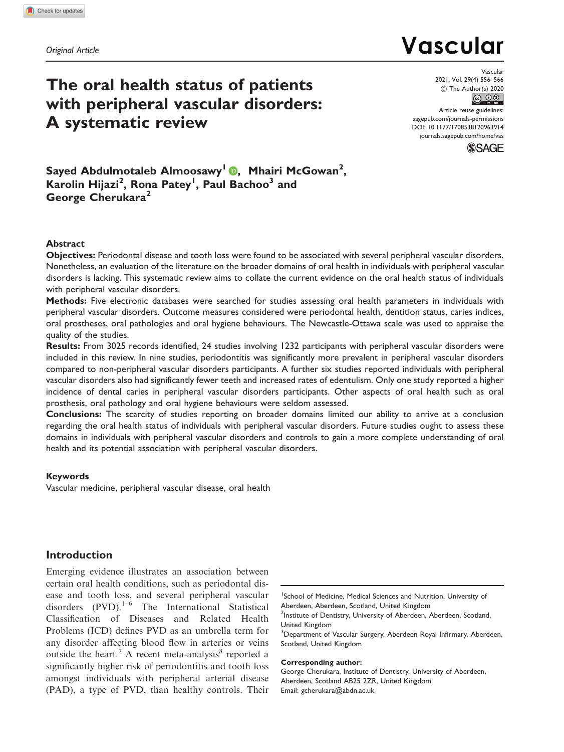Original Article

# The oral health status of patients with peripheral vascular disorders: A systematic review

Sayed Abdulmotaleb Almoosawy[1], Mhairi McGowan[2], Karolin Hijazi[2], Rona Patey[1], Paul Bachoo[3] and George Cherukara[2]

## Abstract

**Objectives:** Periodontal disease and tooth loss were found to be associated with several peripheral vascular disorders. Nonetheless, an evaluation of the literature on the broader domains of oral health in individuals with peripheral vascular disorders is lacking. This systematic review aims to collate the current evidence on the oral health status of individuals with peripheral vascular disorders.

**Methods:** Five electronic databases were searched for studies assessing oral health parameters in individuals with peripheral vascular disorders. Outcome measures considered were periodontal health, dentition status, caries indices, oral prostheses, oral pathologies and oral hygiene behaviours. The Newcastle-Ottawa scale was used to appraise the quality of the studies.

**Results:** From 3025 records identified, 24 studies involving 1232 participants with peripheral vascular disorders were included in this review. In nine studies, periodontitis was significantly more prevalent in peripheral vascular disorders compared to non-peripheral vascular disorders participants. A further six studies reported individuals with peripheral vascular disorders also had significantly fewer teeth and increased rates of edentulism. Only one study reported a higher incidence of dental caries in peripheral vascular disorders participants. Other aspects of oral health such as oral prosthesis, oral pathology and oral hygiene behaviours were seldom assessed.

**Conclusions:** The scarcity of studies reporting on broader domains limited our ability to arrive at a conclusion regarding the oral health status of individuals with peripheral vascular disorders. Future studies ought to assess these domains in individuals with peripheral vascular disorders and controls to gain a more complete understanding of oral health and its potential association with peripheral vascular disorders.

## Keywords

Vascular medicine, peripheral vascular disease, oral health

## Introduction

Emerging evidence illustrates an association between certain oral health conditions, such as periodontal disease and tooth loss, and several peripheral vascular disorders (PVD).[1–6] The International Statistical Classification of Diseases and Related Health Problems (ICD) defines PVD as an umbrella term for any disorder affecting blood flow in arteries or veins outside the heart.[7] A recent meta-analysis[8] reported a significantly higher risk of periodontitis and tooth loss amongst individuals with peripheral arterial disease (PAD), a type of PVD, than healthy controls. Their

[1]School of Medicine, Medical Sciences and Nutrition, University of Aberdeen, Aberdeen, Scotland, United Kingdom
[2]Institute of Dentistry, University of Aberdeen, Aberdeen, Scotland, United Kingdom
[3]Department of Vascular Surgery, Aberdeen Royal Infirmary, Aberdeen, Scotland, United Kingdom

**Corresponding author:**
George Cherukara, Institute of Dentistry, University of Aberdeen, Aberdeen, Scotland AB25 2ZR, United Kingdom.
Email: gcherukara@abdn.ac.uk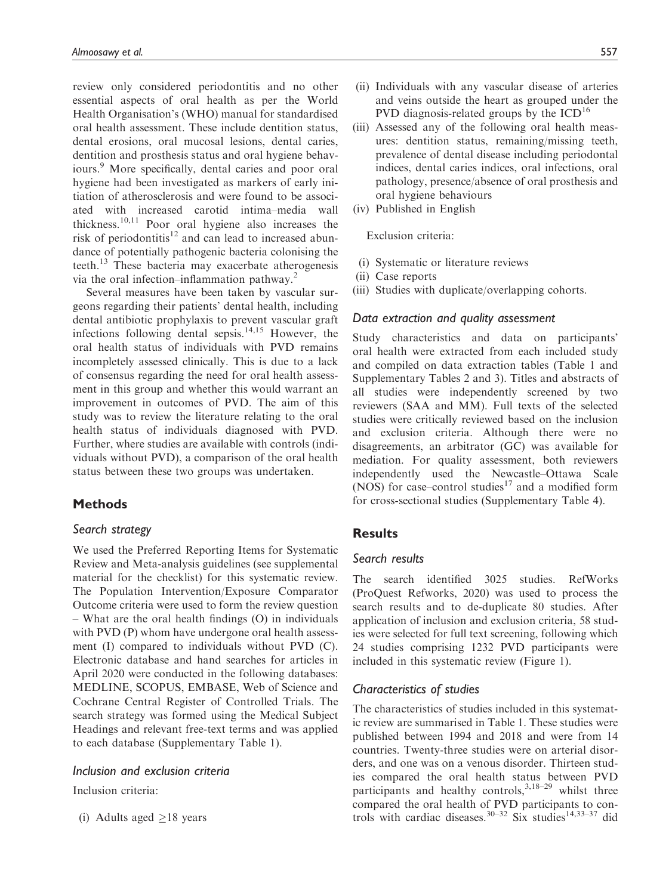review only considered periodontitis and no other essential aspects of oral health as per the World Health Organisation's (WHO) manual for standardised oral health assessment. These include dentition status, dental erosions, oral mucosal lesions, dental caries, dentition and prosthesis status and oral hygiene behaviours.[9] More specifically, dental caries and poor oral hygiene had been investigated as markers of early initiation of atherosclerosis and were found to be associated with increased carotid intima–media wall thickness.[10,11] Poor oral hygiene also increases the risk of periodontitis[12] and can lead to increased abundance of potentially pathogenic bacteria colonising the teeth.[13] These bacteria may exacerbate atherogenesis via the oral infection–inflammation pathway.[2]

Several measures have been taken by vascular surgeons regarding their patients' dental health, including dental antibiotic prophylaxis to prevent vascular graft infections following dental sepsis.[14,15] However, the oral health status of individuals with PVD remains incompletely assessed clinically. This is due to a lack of consensus regarding the need for oral health assessment in this group and whether this would warrant an improvement in outcomes of PVD. The aim of this study was to review the literature relating to the oral health status of individuals diagnosed with PVD. Further, where studies are available with controls (individuals without PVD), a comparison of the oral health status between these two groups was undertaken.

## Methods

### Search strategy

We used the Preferred Reporting Items for Systematic Review and Meta-analysis guidelines (see supplemental material for the checklist) for this systematic review. The Population Intervention/Exposure Comparator Outcome criteria were used to form the review question – What are the oral health findings (O) in individuals with PVD (P) whom have undergone oral health assessment (I) compared to individuals without PVD (C). Electronic database and hand searches for articles in April 2020 were conducted in the following databases: MEDLINE, SCOPUS, EMBASE, Web of Science and Cochrane Central Register of Controlled Trials. The search strategy was formed using the Medical Subject Headings and relevant free-text terms and was applied to each database (Supplementary Table 1).

### Inclusion and exclusion criteria

Inclusion criteria:

(i) Adults aged ≥18 years
(ii) Individuals with any vascular disease of arteries and veins outside the heart as grouped under the PVD diagnosis-related groups by the ICD[16]
(iii) Assessed any of the following oral health measures: dentition status, remaining/missing teeth, prevalence of dental disease including periodontal indices, dental caries indices, oral infections, oral pathology, presence/absence of oral prosthesis and oral hygiene behaviours
(iv) Published in English

Exclusion criteria:

(i) Systematic or literature reviews
(ii) Case reports
(iii) Studies with duplicate/overlapping cohorts.

### Data extraction and quality assessment

Study characteristics and data on participants' oral health were extracted from each included study and compiled on data extraction tables (Table 1 and Supplementary Tables 2 and 3). Titles and abstracts of all studies were independently screened by two reviewers (SAA and MM). Full texts of the selected studies were critically reviewed based on the inclusion and exclusion criteria. Although there were no disagreements, an arbitrator (GC) was available for mediation. For quality assessment, both reviewers independently used the Newcastle–Ottawa Scale (NOS) for case–control studies[17] and a modified form for cross-sectional studies (Supplementary Table 4).

## Results

### Search results

The search identified 3025 studies. RefWorks (ProQuest Refworks, 2020) was used to process the search results and to de-duplicate 80 studies. After application of inclusion and exclusion criteria, 58 studies were selected for full text screening, following which 24 studies comprising 1232 PVD participants were included in this systematic review (Figure 1).

### Characteristics of studies

The characteristics of studies included in this systematic review are summarised in Table 1. These studies were published between 1994 and 2018 and were from 14 countries. Twenty-three studies were on arterial disorders, and one was on a venous disorder. Thirteen studies compared the oral health status between PVD participants and healthy controls,[3,18–29] whilst three compared the oral health of PVD participants to controls with cardiac diseases.[30–32] Six studies[14,33–37] did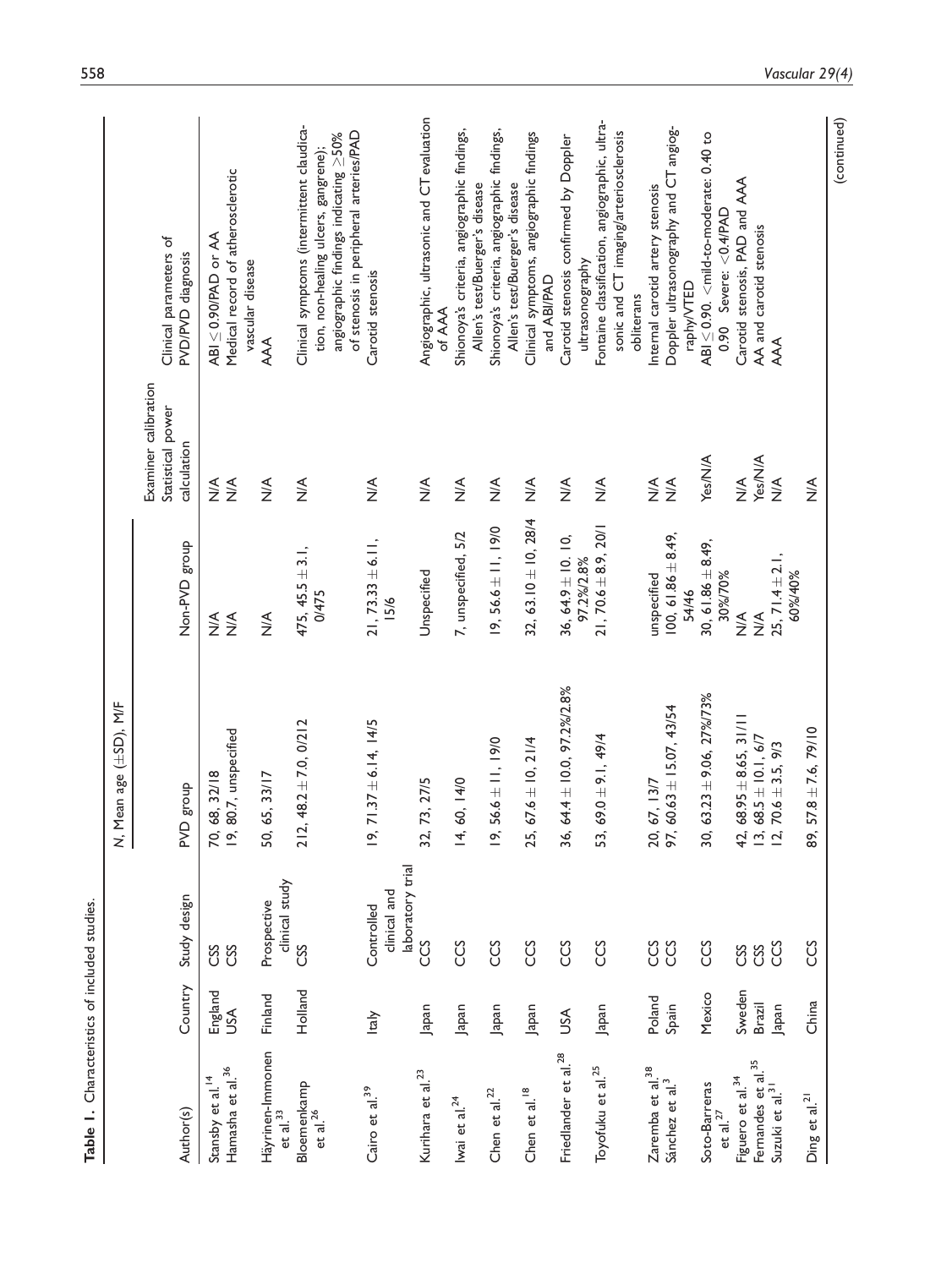**Table 1.** Characteristics of included studies.

| Author(s) | Country | Study design | N, Mean age (±SD), M/F | | Examiner calibration Statistical power calculation | Clinical parameters of PVD/PVD diagnosis |
|---|---|---|---|---|---|---|
| | | | PVD group | Non-PVD group | | |
| Stansby et al.[14] | England | CSS | 70, 68, 32/18 | N/A | N/A | ABI ≤ 0.90/PAD or AA |
| Hamasha et al.[36] | USA | CSS | 19, 80.7, unspecified | N/A | N/A | Medical record of atherosclerotic vascular disease |
| Häyrinen-Immonen et al.[33] | Finland | Prospective clinical study | 50, 65, 33/17 | N/A | N/A | AAA |
| Bloemenkamp et al.[26] | Holland | CSS | 212, 48.2 ± 7.0, 0/212 | 475, 45.5 ± 3.1, 0/475 | N/A | Clinical symptoms (intermittent claudication, non-healing ulcers, gangrene); angiographic findings indicating ≥50% of stenosis in peripheral arteries/PAD |
| Cairo et al.[39] | Italy | Controlled clinical and laboratory trial | 19, 71.37 ± 6.14, 14/5 | 21, 73.33 ± 6.11, 15/6 | N/A | Carotid stenosis |
| Kurihara et al.[23] | Japan | CCS | 32, 73, 27/5 | Unspecified | N/A | Angiographic, ultrasonic and CT evaluation of AAA |
| Iwai et al.[24] | Japan | CCS | 14, 60, 14/0 | 7, unspecified, 5/2 | N/A | Shionoya's criteria, angiographic findings, Allen's test/Buerger's disease |
| Chen et al.[22] | Japan | CCS | 19, 56.6 ± 11, 19/0 | 19, 56.6 ± 11, 19/0 | N/A | Shionoya's criteria, angiographic findings, Allen's test/Buerger's disease |
| Chen et al.[18] | Japan | CCS | 25, 67.6 ± 10, 21/4 | 32, 63.10 ± 10, 28/4 | N/A | Clinical symptoms, angiographic findings and ABI/PAD |
| Friedlander et al.[28] | USA | CCS | 36, 64.4 ± 10.0, 97.2%/2.8% | 36, 64.9 ± 10. 10, 97.2%/2.8% | N/A | Carotid stenosis confirmed by Doppler ultrasonography |
| Toyofuku et al.[25] | Japan | CCS | 53, 69.0 ± 9.1, 49/4 | 21, 70.6 ± 8.9, 20/1 | N/A | Fontaine classification, angiographic, ultrasonic and CT imaging/arteriosclerosis obliterans |
| Zaremba et al.[38] | Poland | CCS | 20, 67, 13/7 | unspecified | N/A | Internal carotid artery stenosis |
| Sánchez et al.[3] | Spain | CCS | 97, 60.63 ± 15.07, 43/54 | 100, 61.86 ± 8.49, 54/46 | N/A | Doppler ultrasonography and CT angiography/VTED |
| Soto-Barreras et al.[27] | Mexico | CCS | 30, 63.23 ± 9.06, 27%/73% | 30, 61.86 ± 8.49, 30%/70% | Yes/N/A | ABI ≤ 0.90. <mild-to-moderate: 0.40 to 0.90 Severe: <0.4/PAD |
| Figuero et al.[34] | Sweden | CSS | 42, 68.95 ± 8.65, 31/11 | N/A | N/A | Carotid stenosis, PAD and AAA |
| Fernandes et al.[35] | Brazil | CSS | 13, 68.5 ± 10.1, 6/7 | N/A | Yes/N/A | AA and carotid stenosis |
| Suzuki et al.[31] | Japan | CCS | 12, 70.6 ± 3.5, 9/3 | 25, 71.4 ± 2.1, 60%/40% | N/A | AAA |
| Ding et al.[21] | China | CCS | 89, 57.8 ± 7.6, 79/10 | | N/A | |

(continued)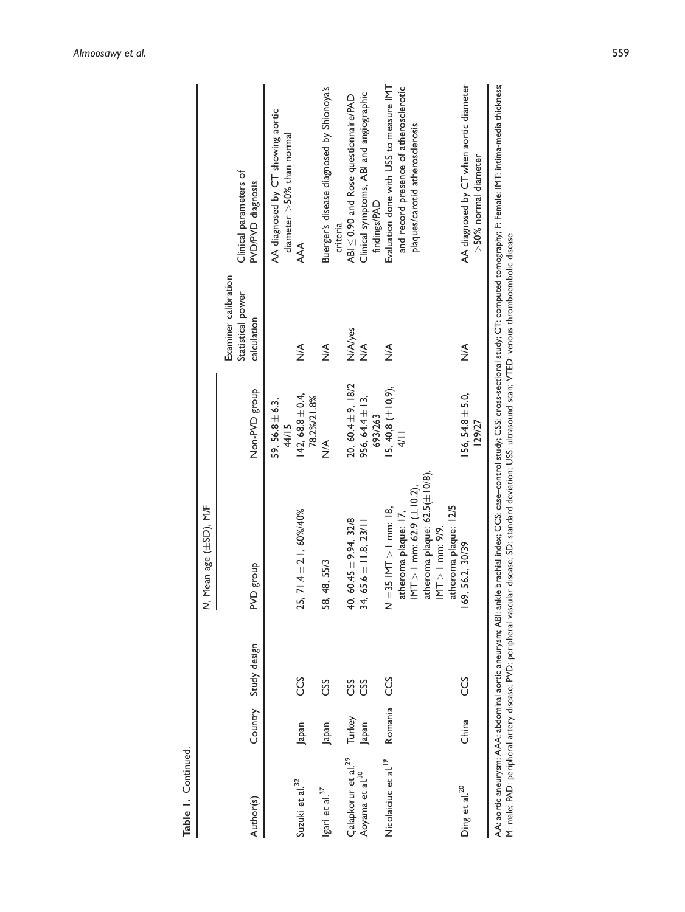**Table 1.** Continued.

| Author(s) | Country | Study design | N, Mean age (±SD), M/F | | Examiner calibration Statistical power calculation | Clinical parameters of PVD/PVD diagnosis |
|---|---|---|---|---|---|---|
| | | | PVD group | Non-PVD group | | |
| | | | | 59, 56.8 ± 6.3, 44/15 | | AA diagnosed by CT showing aortic diameter >50% than normal |
| Suzuki et al.[32] | Japan | CCS | 25, 71.4 ± 2.1, 60%/40% | 142, 68.8 ± 0.4, 78.2%/21.8% | N/A | AAA |
| Igari et al.[37] | Japan | CSS | 58, 48, 55/3 | N/A | N/A | Buerger's disease diagnosed by Shionoya's criteria |
| Çalapkorur et al.[29] | Turkey | CSS | 40, 60.45 ± 9.94, 32/8 | 20, 60.4 ± 9, 18/2 | N/A/yes | ABI ≤ 0.90 and Rose questionnaire/PAD |
| Aoyama et al.[30] | Japan | CSS | 34, 65.6 ± 11.8, 23/11 | 956, 64.4 ± 13, 693/263 | N/A | Clinical symptoms, ABI and angiographic findings/PAD |
| Nicolaiciuc et al.[19] | Romania | CCS | N = 35 IMT > 1 mm: 18, atheroma plaque: 17, IMT > 1 mm: 62.9 (±10.2), atheroma plaque: 62.5(±10/8), IMT > 1 mm: 9/9, atheroma plaque: 12/5 | 15, 40.8 (±10.9), 4/11 | N/A | Evaluation done with USS to measure IMT and record presence of atherosclerotic plaques/carotid atherosclerosis |
| Ding et al.[20] | China | CCS | 169, 56.2, 30/39 | 156, 54.8 ± 5.0, 129/27 | N/A | AA diagnosed by CT when aortic diameter >50% normal diameter |

AA: aortic aneurysm; AAA: abdominal aortic aneurysm; ABI: ankle brachial index; CCS: case–control study; CSS: cross-sectional study; CT: computed tomography; F: Female; IMT: intima-media thickness; M: male; PAD: peripheral artery disease; PVD: peripheral vascular disease; SD: standard deviation; USS: ultrasound scan; VTED: venous thromboembolic disease.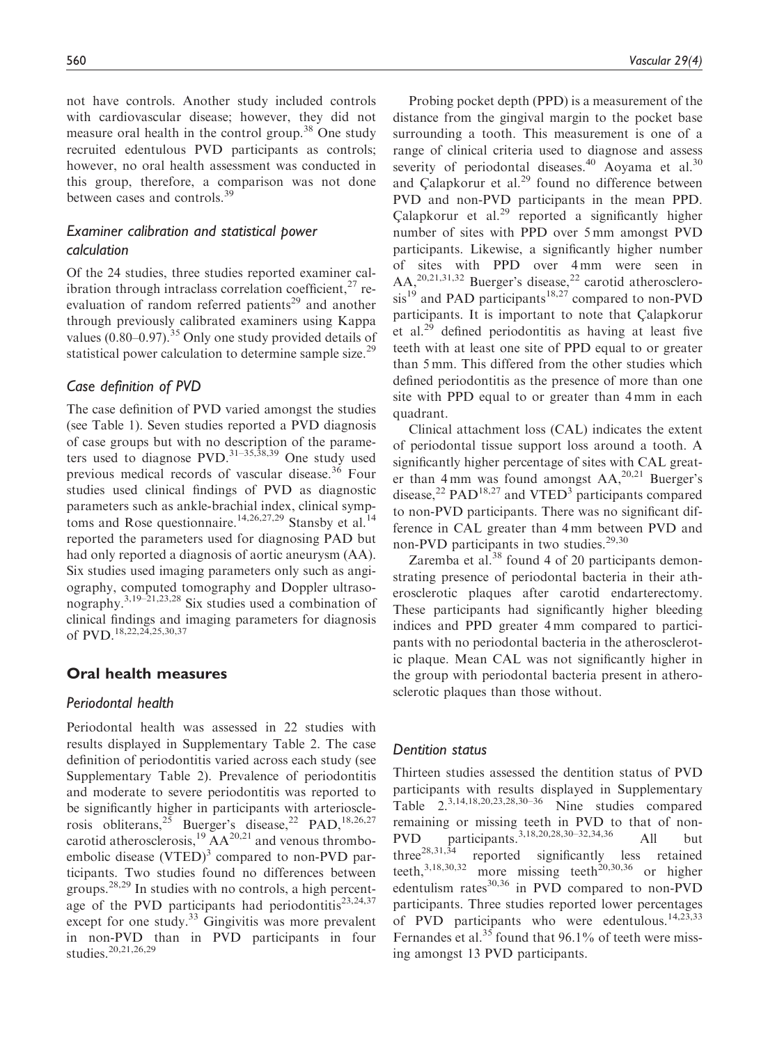not have controls. Another study included controls with cardiovascular disease; however, they did not measure oral health in the control group.[38] One study recruited edentulous PVD participants as controls; however, no oral health assessment was conducted in this group, therefore, a comparison was not done between cases and controls.[39]

### Examiner calibration and statistical power calculation

Of the 24 studies, three studies reported examiner calibration through intraclass correlation coefficient,[27] re-evaluation of random referred patients[29] and another through previously calibrated examiners using Kappa values (0.80–0.97).[35] Only one study provided details of statistical power calculation to determine sample size.[29]

### Case definition of PVD

The case definition of PVD varied amongst the studies (see Table 1). Seven studies reported a PVD diagnosis of case groups but with no description of the parameters used to diagnose PVD.[31–35,38,39] One study used previous medical records of vascular disease.[36] Four studies used clinical findings of PVD as diagnostic parameters such as ankle-brachial index, clinical symptoms and Rose questionnaire.[14,26,27,29] Stansby et al.[14] reported the parameters used for diagnosing PAD but had only reported a diagnosis of aortic aneurysm (AA). Six studies used imaging parameters only such as angiography, computed tomography and Doppler ultrasonography.[3,19–21,23,28] Six studies used a combination of clinical findings and imaging parameters for diagnosis of PVD.[18,22,24,25,30,37]

## Oral health measures

### Periodontal health

Periodontal health was assessed in 22 studies with results displayed in Supplementary Table 2. The case definition of periodontitis varied across each study (see Supplementary Table 2). Prevalence of periodontitis and moderate to severe periodontitis was reported to be significantly higher in participants with arteriosclerosis obliterans,[25] Buerger's disease,[22] PAD,[18,26,27] carotid atherosclerosis,[19] AA[20,21] and venous thromboembolic disease (VTED)[3] compared to non-PVD participants. Two studies found no differences between groups.[28,29] In studies with no controls, a high percentage of the PVD participants had periodontitis[23,24,37] except for one study.[33] Gingivitis was more prevalent in non-PVD than in PVD participants in four studies.[20,21,26,29]

Probing pocket depth (PPD) is a measurement of the distance from the gingival margin to the pocket base surrounding a tooth. This measurement is one of a range of clinical criteria used to diagnose and assess severity of periodontal diseases.[40] Aoyama et al.[30] and Çalapkorur et al.[29] found no difference between PVD and non-PVD participants in the mean PPD. Çalapkorur et al.[29] reported a significantly higher number of sites with PPD over 5 mm amongst PVD participants. Likewise, a significantly higher number of sites with PPD over 4 mm were seen in AA,[20,21,31,32] Buerger's disease,[22] carotid atherosclerosis[19] and PAD participants[18,27] compared to non-PVD participants. It is important to note that Çalapkorur et al.[29] defined periodontitis as having at least five teeth with at least one site of PPD equal to or greater than 5 mm. This differed from the other studies which defined periodontitis as the presence of more than one site with PPD equal to or greater than 4 mm in each quadrant.

Clinical attachment loss (CAL) indicates the extent of periodontal tissue support loss around a tooth. A significantly higher percentage of sites with CAL greater than 4 mm was found amongst AA,[20,21] Buerger's disease,[22] PAD[18,27] and VTED[3] participants compared to non-PVD participants. There was no significant difference in CAL greater than 4 mm between PVD and non-PVD participants in two studies.[29,30]

Zaremba et al.[38] found 4 of 20 participants demonstrating presence of periodontal bacteria in their atherosclerotic plaques after carotid endarterectomy. These participants had significantly higher bleeding indices and PPD greater 4 mm compared to participants with no periodontal bacteria in the atherosclerotic plaque. Mean CAL was not significantly higher in the group with periodontal bacteria present in atherosclerotic plaques than those without.

### Dentition status

Thirteen studies assessed the dentition status of PVD participants with results displayed in Supplementary Table 2.[3,14,18,20,23,28,30–36] Nine studies compared remaining or missing teeth in PVD to that of non-PVD participants.[3,18,20,28,30–32,34,36] All but three[28,31,34] reported significantly less retained teeth,[3,18,30,32] more missing teeth[20,30,36] or higher edentulism rates[30,36] in PVD compared to non-PVD participants. Three studies reported lower percentages of PVD participants who were edentulous.[14,23,33] Fernandes et al.[35] found that 96.1% of teeth were missing amongst 13 PVD participants.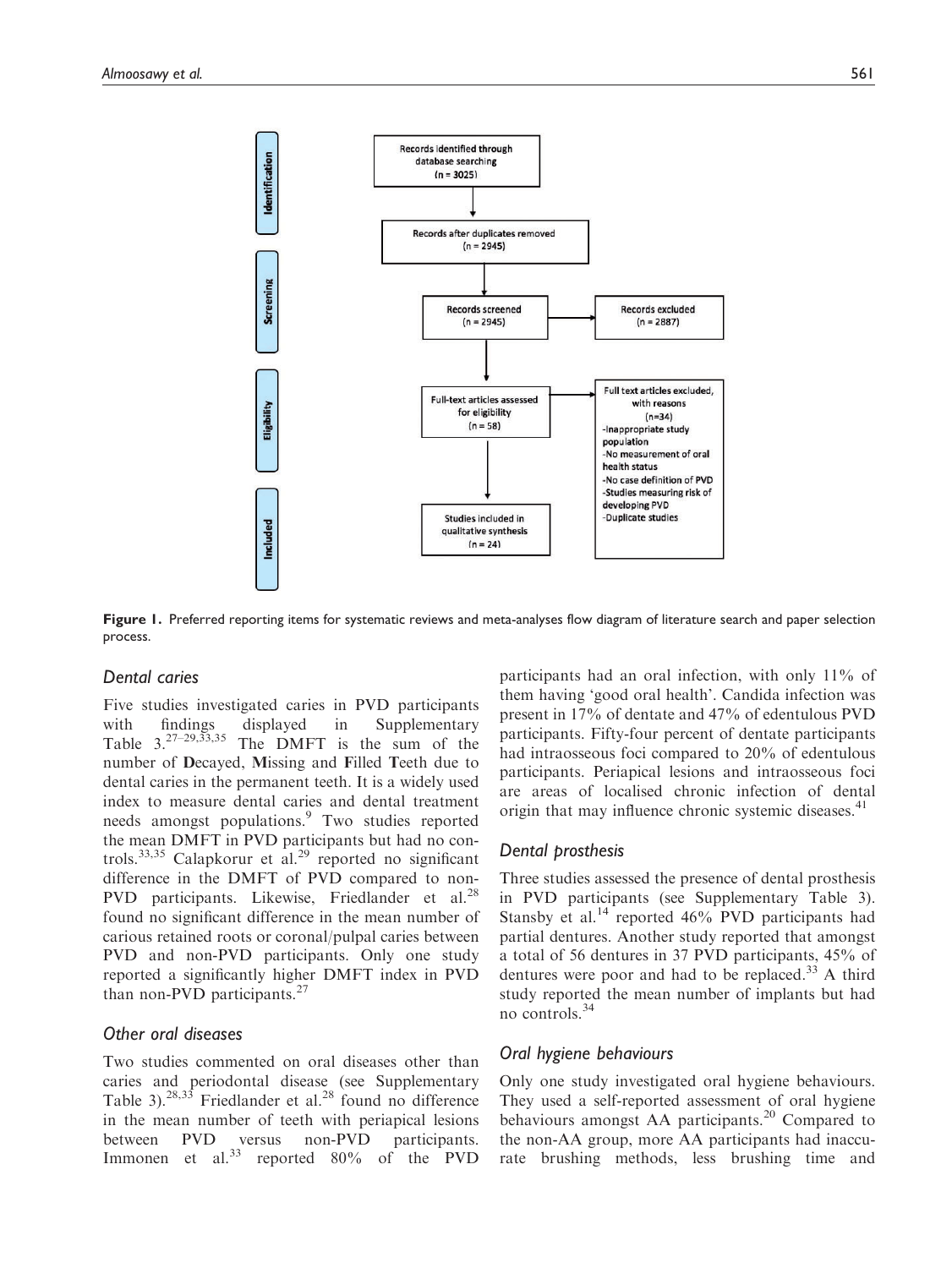Identification

Records identified through database searching (n = 3025)

Records after duplicates removed (n = 2945)

Screening

Records screened (n = 2945)

Records excluded (n = 2887)

Eligibility

Full-text articles assessed for eligibility (n = 58)

Full text articles excluded, with reasons (n=34)
- Inappropriate study population
- No measurement of oral health status
- No case definition of PVD
- Studies measuring risk of developing PVD
- Duplicate studies

Included

Studies included in qualitative synthesis (n = 24)

**Figure 1.** Preferred reporting items for systematic reviews and meta-analyses flow diagram of literature search and paper selection process.

### Dental caries

Five studies investigated caries in PVD participants with findings displayed in Supplementary Table 3.[27–29,33,35] The DMFT is the sum of the number of **D**ecayed, **M**issing and **F**illed **T**eeth due to dental caries in the permanent teeth. It is a widely used index to measure dental caries and dental treatment needs amongst populations.[9] Two studies reported the mean DMFT in PVD participants but had no controls.[33,35] Calapkorur et al.[29] reported no significant difference in the DMFT of PVD compared to non-PVD participants. Likewise, Friedlander et al.[28] found no significant difference in the mean number of carious retained roots or coronal/pulpal caries between PVD and non-PVD participants. Only one study reported a significantly higher DMFT index in PVD than non-PVD participants.[27]

### Other oral diseases

Two studies commented on oral diseases other than caries and periodontal disease (see Supplementary Table 3).[28,33] Friedlander et al.[28] found no difference in the mean number of teeth with periapical lesions between PVD versus non-PVD participants. Immonen et al.[33] reported 80% of the PVD participants had an oral infection, with only 11% of them having 'good oral health'. Candida infection was present in 17% of dentate and 47% of edentulous PVD participants. Fifty-four percent of dentate participants had intraosseous foci compared to 20% of edentulous participants. Periapical lesions and intraosseous foci are areas of localised chronic infection of dental origin that may influence chronic systemic diseases.[41]

### Dental prosthesis

Three studies assessed the presence of dental prosthesis in PVD participants (see Supplementary Table 3). Stansby et al.[14] reported 46% PVD participants had partial dentures. Another study reported that amongst a total of 56 dentures in 37 PVD participants, 45% of dentures were poor and had to be replaced.[33] A third study reported the mean number of implants but had no controls.[34]

### Oral hygiene behaviours

Only one study investigated oral hygiene behaviours. They used a self-reported assessment of oral hygiene behaviours amongst AA participants.[20] Compared to the non-AA group, more AA participants had inaccurate brushing methods, less brushing time and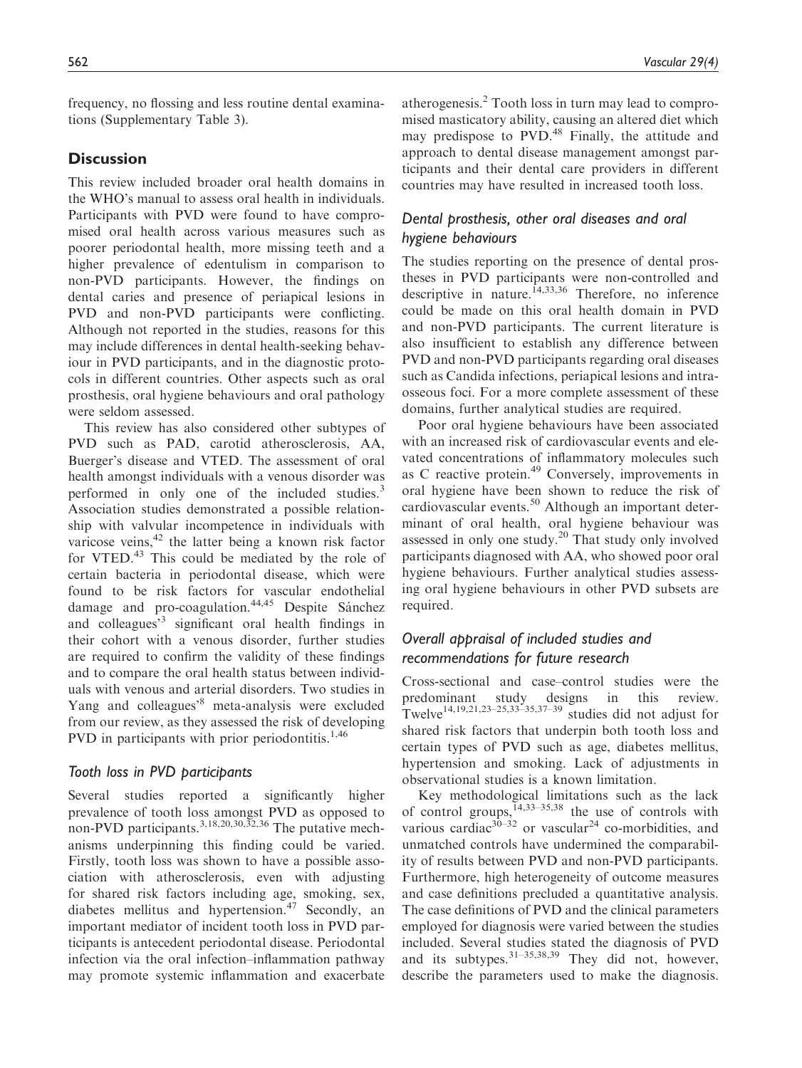frequency, no flossing and less routine dental examinations (Supplementary Table 3).

## Discussion

This review included broader oral health domains in the WHO's manual to assess oral health in individuals. Participants with PVD were found to have compromised oral health across various measures such as poorer periodontal health, more missing teeth and a higher prevalence of edentulism in comparison to non-PVD participants. However, the findings on dental caries and presence of periapical lesions in PVD and non-PVD participants were conflicting. Although not reported in the studies, reasons for this may include differences in dental health-seeking behaviour in PVD participants, and in the diagnostic protocols in different countries. Other aspects such as oral prosthesis, oral hygiene behaviours and oral pathology were seldom assessed.

This review has also considered other subtypes of PVD such as PAD, carotid atherosclerosis, AA, Buerger's disease and VTED. The assessment of oral health amongst individuals with a venous disorder was performed in only one of the included studies.[3] Association studies demonstrated a possible relationship with valvular incompetence in individuals with varicose veins,[42] the latter being a known risk factor for VTED.[43] This could be mediated by the role of certain bacteria in periodontal disease, which were found to be risk factors for vascular endothelial damage and pro-coagulation.[44,45] Despite Sánchez and colleagues'[3] significant oral health findings in their cohort with a venous disorder, further studies are required to confirm the validity of these findings and to compare the oral health status between individuals with venous and arterial disorders. Two studies in Yang and colleagues'[8] meta-analysis were excluded from our review, as they assessed the risk of developing PVD in participants with prior periodontitis.[1,46]

### Tooth loss in PVD participants

Several studies reported a significantly higher prevalence of tooth loss amongst PVD as opposed to non-PVD participants.[3,18,20,30,32,36] The putative mechanisms underpinning this finding could be varied. Firstly, tooth loss was shown to have a possible association with atherosclerosis, even with adjusting for shared risk factors including age, smoking, sex, diabetes mellitus and hypertension.[47] Secondly, an important mediator of incident tooth loss in PVD participants is antecedent periodontal disease. Periodontal infection via the oral infection–inflammation pathway may promote systemic inflammation and exacerbate atherogenesis.[2] Tooth loss in turn may lead to compromised masticatory ability, causing an altered diet which may predispose to PVD.[48] Finally, the attitude and approach to dental disease management amongst participants and their dental care providers in different countries may have resulted in increased tooth loss.

### Dental prosthesis, other oral diseases and oral hygiene behaviours

The studies reporting on the presence of dental prostheses in PVD participants were non-controlled and descriptive in nature.[14,33,36] Therefore, no inference could be made on this oral health domain in PVD and non-PVD participants. The current literature is also insufficient to establish any difference between PVD and non-PVD participants regarding oral diseases such as Candida infections, periapical lesions and intraosseous foci. For a more complete assessment of these domains, further analytical studies are required.

Poor oral hygiene behaviours have been associated with an increased risk of cardiovascular events and elevated concentrations of inflammatory molecules such as C reactive protein.[49] Conversely, improvements in oral hygiene have been shown to reduce the risk of cardiovascular events.[50] Although an important determinant of oral health, oral hygiene behaviour was assessed in only one study.[20] That study only involved participants diagnosed with AA, who showed poor oral hygiene behaviours. Further analytical studies assessing oral hygiene behaviours in other PVD subsets are required.

### Overall appraisal of included studies and recommendations for future research

Cross-sectional and case–control studies were the predominant study designs in this review. Twelve[14,19,21,23–25,33–35,37–39] studies did not adjust for shared risk factors that underpin both tooth loss and certain types of PVD such as age, diabetes mellitus, hypertension and smoking. Lack of adjustments in observational studies is a known limitation.

Key methodological limitations such as the lack of control groups,[14,33–35,38] the use of controls with various cardiac[30–32] or vascular[24] co-morbidities, and unmatched controls have undermined the comparability of results between PVD and non-PVD participants. Furthermore, high heterogeneity of outcome measures and case definitions precluded a quantitative analysis. The case definitions of PVD and the clinical parameters employed for diagnosis were varied between the studies included. Several studies stated the diagnosis of PVD and its subtypes.[31–35,38,39] They did not, however, describe the parameters used to make the diagnosis.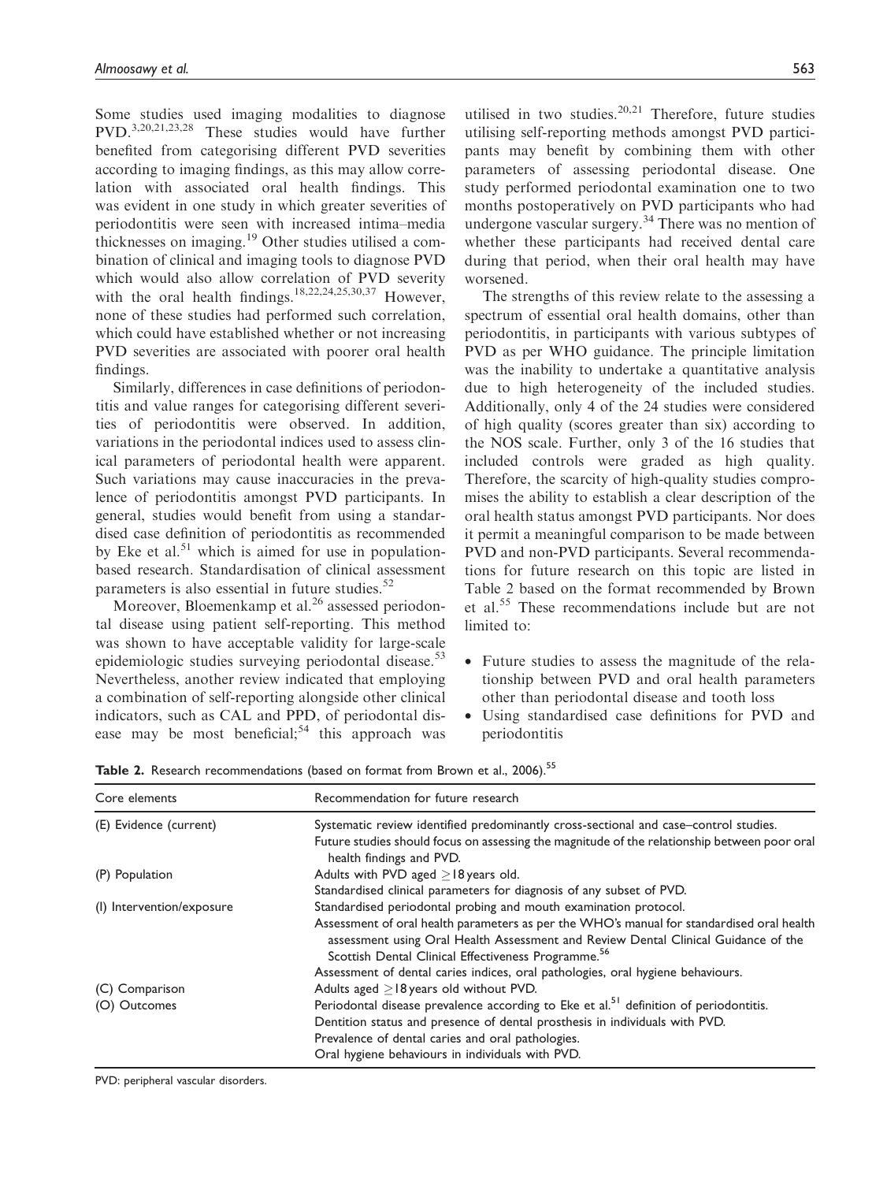Some studies used imaging modalities to diagnose PVD.[3,20,21,23,28] These studies would have further benefited from categorising different PVD severities according to imaging findings, as this may allow correlation with associated oral health findings. This was evident in one study in which greater severities of periodontitis were seen with increased intima–media thicknesses on imaging.[19] Other studies utilised a combination of clinical and imaging tools to diagnose PVD which would also allow correlation of PVD severity with the oral health findings.[18,22,24,25,30,37] However, none of these studies had performed such correlation, which could have established whether or not increasing PVD severities are associated with poorer oral health findings.

Similarly, differences in case definitions of periodontitis and value ranges for categorising different severities of periodontitis were observed. In addition, variations in the periodontal indices used to assess clinical parameters of periodontal health were apparent. Such variations may cause inaccuracies in the prevalence of periodontitis amongst PVD participants. In general, studies would benefit from using a standardised case definition of periodontitis as recommended by Eke et al.[51] which is aimed for use in population-based research. Standardisation of clinical assessment parameters is also essential in future studies.[52]

Moreover, Bloemenkamp et al.[26] assessed periodontal disease using patient self-reporting. This method was shown to have acceptable validity for large-scale epidemiologic studies surveying periodontal disease.[53] Nevertheless, another review indicated that employing a combination of self-reporting alongside other clinical indicators, such as CAL and PPD, of periodontal disease may be most beneficial;[54] this approach was utilised in two studies.[20,21] Therefore, future studies utilising self-reporting methods amongst PVD participants may benefit by combining them with other parameters of assessing periodontal disease. One study performed periodontal examination one to two months postoperatively on PVD participants who had undergone vascular surgery.[34] There was no mention of whether these participants had received dental care during that period, when their oral health may have worsened.

The strengths of this review relate to the assessing a spectrum of essential oral health domains, other than periodontitis, in participants with various subtypes of PVD as per WHO guidance. The principle limitation was the inability to undertake a quantitative analysis due to high heterogeneity of the included studies. Additionally, only 4 of the 24 studies were considered of high quality (scores greater than six) according to the NOS scale. Further, only 3 of the 16 studies that included controls were graded as high quality. Therefore, the scarcity of high-quality studies compromises the ability to establish a clear description of the oral health status amongst PVD participants. Nor does it permit a meaningful comparison to be made between PVD and non-PVD participants. Several recommendations for future research on this topic are listed in Table 2 based on the format recommended by Brown et al.[55] These recommendations include but are not limited to:

- Future studies to assess the magnitude of the relationship between PVD and oral health parameters other than periodontal disease and tooth loss
- Using standardised case definitions for PVD and periodontitis

**Table 2.** Research recommendations (based on format from Brown et al., 2006).[55]

| Core elements | Recommendation for future research |
|---|---|
| (E) Evidence (current) | Systematic review identified predominantly cross-sectional and case–control studies.<br>Future studies should focus on assessing the magnitude of the relationship between poor oral health findings and PVD. |
| (P) Population | Adults with PVD aged ≥18 years old.<br>Standardised clinical parameters for diagnosis of any subset of PVD. |
| (I) Intervention/exposure | Standardised periodontal probing and mouth examination protocol.<br>Assessment of oral health parameters as per the WHO's manual for standardised oral health assessment using Oral Health Assessment and Review Dental Clinical Guidance of the Scottish Dental Clinical Effectiveness Programme.[56]<br>Assessment of dental caries indices, oral pathologies, oral hygiene behaviours. |
| (C) Comparison | Adults aged ≥18 years old without PVD. |
| (O) Outcomes | Periodontal disease prevalence according to Eke et al.[51] definition of periodontitis.<br>Dentition status and presence of dental prosthesis in individuals with PVD.<br>Prevalence of dental caries and oral pathologies.<br>Oral hygiene behaviours in individuals with PVD. |

PVD: peripheral vascular disorders.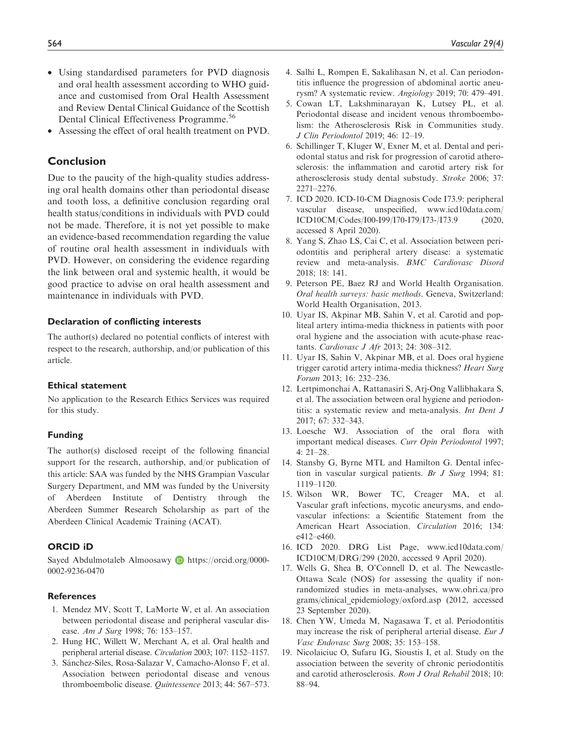- Using standardised parameters for PVD diagnosis and oral health assessment according to WHO guidance and customised from Oral Health Assessment and Review Dental Clinical Guidance of the Scottish Dental Clinical Effectiveness Programme.[56]
- Assessing the effect of oral health treatment on PVD.

## Conclusion

Due to the paucity of the high-quality studies addressing oral health domains other than periodontal disease and tooth loss, a definitive conclusion regarding oral health status/conditions in individuals with PVD could not be made. Therefore, it is not yet possible to make an evidence-based recommendation regarding the value of routine oral health assessment in individuals with PVD. However, on considering the evidence regarding the link between oral and systemic health, it would be good practice to advise on oral health assessment and maintenance in individuals with PVD.

### Declaration of conflicting interests

The author(s) declared no potential conflicts of interest with respect to the research, authorship, and/or publication of this article.

### Ethical statement

No application to the Research Ethics Services was required for this study.

### Funding

The author(s) disclosed receipt of the following financial support for the research, authorship, and/or publication of this article: SAA was funded by the NHS Grampian Vascular Surgery Department, and MM was funded by the University of Aberdeen Institute of Dentistry through the Aberdeen Summer Research Scholarship as part of the Aberdeen Clinical Academic Training (ACAT).

### ORCID iD

Sayed Abdulmotaleb Almoosawy https://orcid.org/0000-0002-9236-0470

### References

1. Mendez MV, Scott T, LaMorte W, et al. An association between periodontal disease and peripheral vascular disease. *Am J Surg* 1998; 76: 153–157.
2. Hung HC, Willett W, Merchant A, et al. Oral health and peripheral arterial disease. *Circulation* 2003; 107: 1152–1157.
3. Sánchez-Siles, Rosa-Salazar V, Camacho-Alonso F, et al. Association between periodontal disease and venous thromboembolic disease. *Quintessence* 2013; 44: 567–573.
4. Salhi L, Rompen E, Sakalihasan N, et al. Can periodontitis influence the progression of abdominal aortic aneurysm? A systematic review. *Angiology* 2019; 70: 479–491.
5. Cowan LT, Lakshminarayan K, Lutsey PL, et al. Periodontal disease and incident venous thromboembolism: the Atherosclerosis Risk in Communities study. *J Clin Periodontol* 2019; 46: 12–19.
6. Schillinger T, Kluger W, Exner M, et al. Dental and periodontal status and risk for progression of carotid atherosclerosis: the inflammation and carotid artery risk for atherosclerosis study dental substudy. *Stroke* 2006; 37: 2271–2276.
7. ICD 2020. ICD-10-CM Diagnosis Code I73.9: peripheral vascular disease, unspecified, www.icd10data.com/ICD10CM/Codes/I00-I99/I70-I79/I73-/I73.9 (2020, accessed 8 April 2020).
8. Yang S, Zhao LS, Cai C, et al. Association between periodontitis and peripheral artery disease: a systematic review and meta-analysis. *BMC Cardiovasc Disord* 2018; 18: 141.
9. Peterson PE, Baez RJ and World Health Organisation. *Oral health surveys: basic methods*. Geneva, Switzerland: World Health Organisation, 2013.
10. Uyar IS, Akpinar MB, Sahin V, et al. Carotid and popliteal artery intima-media thickness in patients with poor oral hygiene and the association with acute-phase reactants. *Cardiovasc J Afr* 2013; 24: 308–312.
11. Uyar IS, Sahin V, Akpinar MB, et al. Does oral hygiene trigger carotid artery intima-media thickness? *Heart Surg Forum* 2013; 16: 232–236.
12. Lertpimonchai A, Rattanasiri S, Arj-Ong Vallibhakara S, et al. The association between oral hygiene and periodontitis: a systematic review and meta-analysis. *Int Dent J* 2017; 67: 332–343.
13. Loesche WJ. Association of the oral flora with important medical diseases. *Curr Opin Periodontol* 1997; 4: 21–28.
14. Stansby G, Byrne MTL and Hamilton G. Dental infection in vascular surgical patients. *Br J Surg* 1994; 81: 1119–1120.
15. Wilson WR, Bower TC, Creager MA, et al. Vascular graft infections, mycotic aneurysms, and endovascular infections: a Scientific Statement from the American Heart Association. *Circulation* 2016; 134: e412–e460.
16. ICD 2020. DRG List Page, www.icd10data.com/ICD10CM/DRG/299 (2020, accessed 9 April 2020).
17. Wells G, Shea B, O'Connell D, et al. The Newcastle-Ottawa Scale (NOS) for assessing the quality if nonrandomized studies in meta-analyses, www.ohri.ca/programs/clinical_epidemiology/oxford.asp (2012, accessed 23 September 2020).
18. Chen YW, Umeda M, Nagasawa T, et al. Periodontitis may increase the risk of peripheral arterial disease. *Eur J Vasc Endovasc Surg* 2008; 35: 153–158.
19. Nicolaiciuc O, Sufaru IG, Sioustis I, et al. Study on the association between the severity of chronic periodontitis and carotid atherosclerosis. *Rom J Oral Rehabil* 2018; 10: 88–94.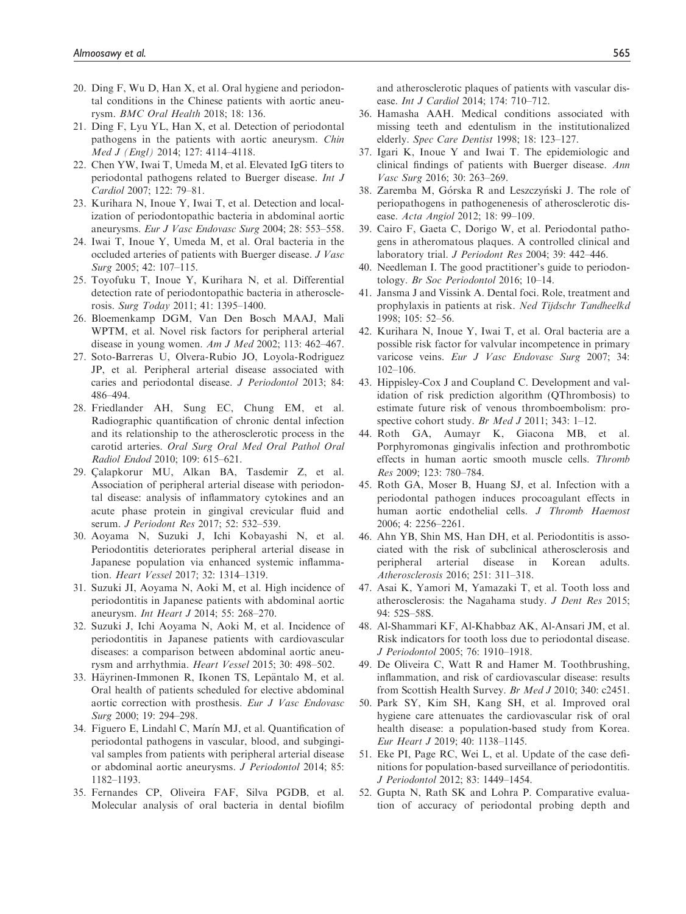20. Ding F, Wu D, Han X, et al. Oral hygiene and periodontal conditions in the Chinese patients with aortic aneurysm. *BMC Oral Health* 2018; 18: 136.
21. Ding F, Lyu YL, Han X, et al. Detection of periodontal pathogens in the patients with aortic aneurysm. *Chin Med J (Engl)* 2014; 127: 4114–4118.
22. Chen YW, Iwai T, Umeda M, et al. Elevated IgG titers to periodontal pathogens related to Buerger disease. *Int J Cardiol* 2007; 122: 79–81.
23. Kurihara N, Inoue Y, Iwai T, et al. Detection and localization of periodontopathic bacteria in abdominal aortic aneurysms. *Eur J Vasc Endovasc Surg* 2004; 28: 553–558.
24. Iwai T, Inoue Y, Umeda M, et al. Oral bacteria in the occluded arteries of patients with Buerger disease. *J Vasc Surg* 2005; 42: 107–115.
25. Toyofuku T, Inoue Y, Kurihara N, et al. Differential detection rate of periodontopathic bacteria in atherosclerosis. *Surg Today* 2011; 41: 1395–1400.
26. Bloemenkamp DGM, Van Den Bosch MAAJ, Mali WPTM, et al. Novel risk factors for peripheral arterial disease in young women. *Am J Med* 2002; 113: 462–467.
27. Soto-Barreras U, Olvera-Rubio JO, Loyola-Rodriguez JP, et al. Peripheral arterial disease associated with caries and periodontal disease. *J Periodontol* 2013; 84: 486–494.
28. Friedlander AH, Sung EC, Chung EM, et al. Radiographic quantification of chronic dental infection and its relationship to the atherosclerotic process in the carotid arteries. *Oral Surg Oral Med Oral Pathol Oral Radiol Endod* 2010; 109: 615–621.
29. Çalapkorur MU, Alkan BA, Tasdemir Z, et al. Association of peripheral arterial disease with periodontal disease: analysis of inflammatory cytokines and an acute phase protein in gingival crevicular fluid and serum. *J Periodont Res* 2017; 52: 532–539.
30. Aoyama N, Suzuki J, Ichi Kobayashi N, et al. Periodontitis deteriorates peripheral arterial disease in Japanese population via enhanced systemic inflammation. *Heart Vessel* 2017; 32: 1314–1319.
31. Suzuki JI, Aoyama N, Aoki M, et al. High incidence of periodontitis in Japanese patients with abdominal aortic aneurysm. *Int Heart J* 2014; 55: 268–270.
32. Suzuki J, Ichi Aoyama N, Aoki M, et al. Incidence of periodontitis in Japanese patients with cardiovascular diseases: a comparison between abdominal aortic aneurysm and arrhythmia. *Heart Vessel* 2015; 30: 498–502.
33. Häyrinen-Immonen R, Ikonen TS, Lepäntalo M, et al. Oral health of patients scheduled for elective abdominal aortic correction with prosthesis. *Eur J Vasc Endovasc Surg* 2000; 19: 294–298.
34. Figuero E, Lindahl C, Marín MJ, et al. Quantification of periodontal pathogens in vascular, blood, and subgingival samples from patients with peripheral arterial disease or abdominal aortic aneurysms. *J Periodontol* 2014; 85: 1182–1193.
35. Fernandes CP, Oliveira FAF, Silva PGDB, et al. Molecular analysis of oral bacteria in dental biofilm and atherosclerotic plaques of patients with vascular disease. *Int J Cardiol* 2014; 174: 710–712.
36. Hamasha AAH. Medical conditions associated with missing teeth and edentulism in the institutionalized elderly. *Spec Care Dentist* 1998; 18: 123–127.
37. Igari K, Inoue Y and Iwai T. The epidemiologic and clinical findings of patients with Buerger disease. *Ann Vasc Surg* 2016; 30: 263–269.
38. Zaremba M, Górska R and Leszczyński J. The role of periopathogens in pathogenenesis of atherosclerotic disease. *Acta Angiol* 2012; 18: 99–109.
39. Cairo F, Gaeta C, Dorigo W, et al. Periodontal pathogens in atheromatous plaques. A controlled clinical and laboratory trial. *J Periodont Res* 2004; 39: 442–446.
40. Needleman I. The good practitioner's guide to periodontology. *Br Soc Periodontol* 2016; 10–14.
41. Jansma J and Vissink A. Dental foci. Role, treatment and prophylaxis in patients at risk. *Ned Tijdschr Tandheelkd* 1998; 105: 52–56.
42. Kurihara N, Inoue Y, Iwai T, et al. Oral bacteria are a possible risk factor for valvular incompetence in primary varicose veins. *Eur J Vasc Endovasc Surg* 2007; 34: 102–106.
43. Hippisley-Cox J and Coupland C. Development and validation of risk prediction algorithm (QThrombosis) to estimate future risk of venous thromboembolism: prospective cohort study. *Br Med J* 2011; 343: 1–12.
44. Roth GA, Aumayr K, Giacona MB, et al. Porphyromonas gingivalis infection and prothrombotic effects in human aortic smooth muscle cells. *Thromb Res* 2009; 123: 780–784.
45. Roth GA, Moser B, Huang SJ, et al. Infection with a periodontal pathogen induces procoagulant effects in human aortic endothelial cells. *J Thromb Haemost* 2006; 4: 2256–2261.
46. Ahn YB, Shin MS, Han DH, et al. Periodontitis is associated with the risk of subclinical atherosclerosis and peripheral arterial disease in Korean adults. *Atherosclerosis* 2016; 251: 311–318.
47. Asai K, Yamori M, Yamazaki T, et al. Tooth loss and atherosclerosis: the Nagahama study. *J Dent Res* 2015; 94: 52S–58S.
48. Al-Shammari KF, Al-Khabbaz AK, Al-Ansari JM, et al. Risk indicators for tooth loss due to periodontal disease. *J Periodontol* 2005; 76: 1910–1918.
49. De Oliveira C, Watt R and Hamer M. Toothbrushing, inflammation, and risk of cardiovascular disease: results from Scottish Health Survey. *Br Med J* 2010; 340: c2451.
50. Park SY, Kim SH, Kang SH, et al. Improved oral hygiene care attenuates the cardiovascular risk of oral health disease: a population-based study from Korea. *Eur Heart J* 2019; 40: 1138–1145.
51. Eke PI, Page RC, Wei L, et al. Update of the case definitions for population-based surveillance of periodontitis. *J Periodontol* 2012; 83: 1449–1454.
52. Gupta N, Rath SK and Lohra P. Comparative evaluation of accuracy of periodontal probing depth and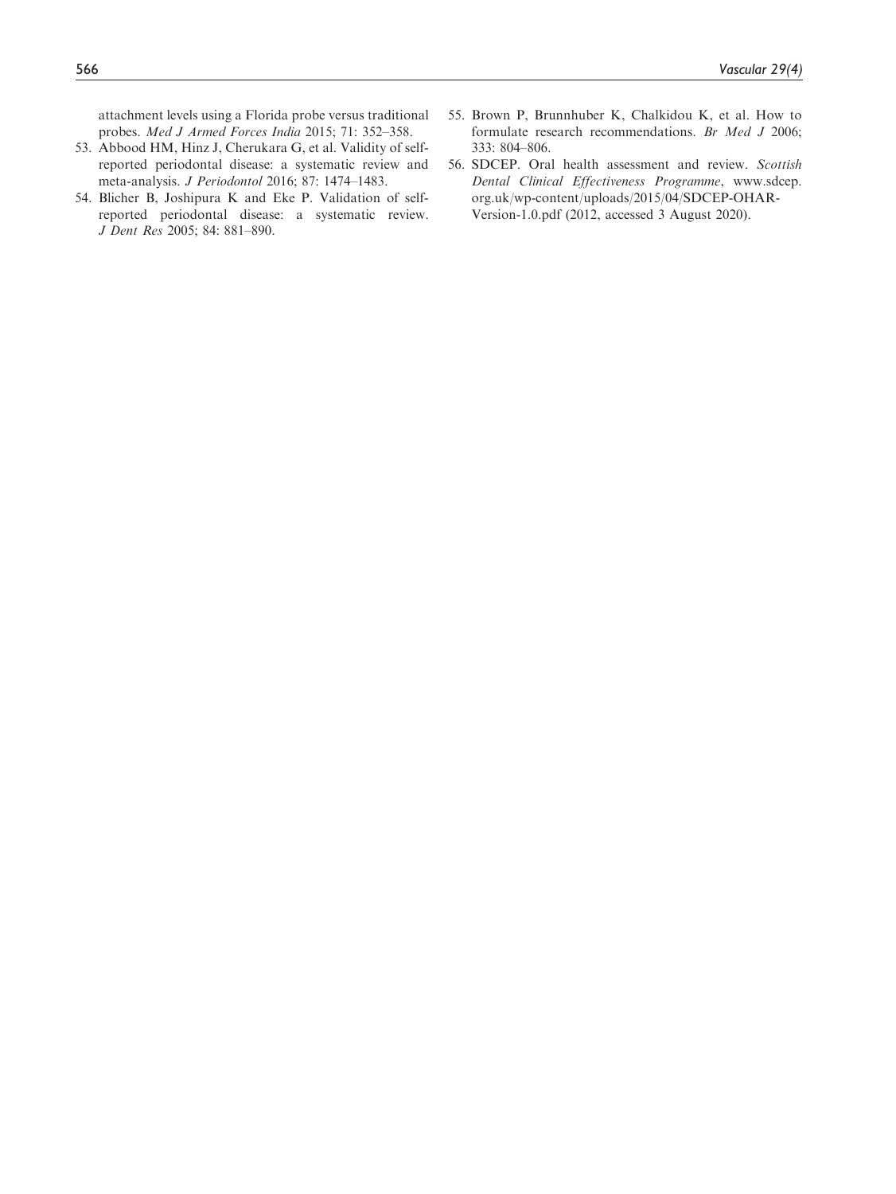attachment levels using a Florida probe versus traditional probes. *Med J Armed Forces India* 2015; 71: 352–358.

53. Abbood HM, Hinz J, Cherukara G, et al. Validity of self-reported periodontal disease: a systematic review and meta-analysis. *J Periodontol* 2016; 87: 1474–1483.
54. Blicher B, Joshipura K and Eke P. Validation of self-reported periodontal disease: a systematic review. *J Dent Res* 2005; 84: 881–890.
55. Brown P, Brunnhuber K, Chalkidou K, et al. How to formulate research recommendations. *Br Med J* 2006; 333: 804–806.
56. SDCEP. Oral health assessment and review. *Scottish Dental Clinical Effectiveness Programme*, www.sdcep.org.uk/wp-content/uploads/2015/04/SDCEP-OHAR-Version-1.0.pdf (2012, accessed 3 August 2020).